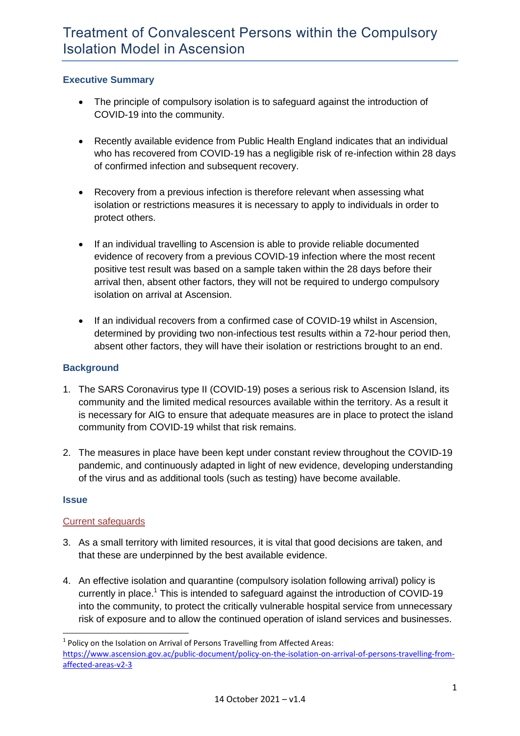# Treatment of Convalescent Persons within the Compulsory Isolation Model in Ascension

## Executive Summary

- The principle of compulsory isolation is to safeguard against the introduction of COVID-19 into the community.
- Recently available evidence from Public Health England indicates that an individual who has recovered from COVID-19 has a negligible risk of re-infection within 28 days of confirmed infection and subsequent recovery.
- Recovery from a previous infection is therefore relevant when assessing what isolation or restrictions measures it is necessary to apply to individuals in order to protect others.
- If an individual travelling to Ascension is able to provide reliable documented evidence of recovery from a previous COVID-19 infection where the most recent positive test result was based on a sample taken within the 28 days before their arrival then, absent other factors, they will not be required to undergo compulsory isolation on arrival at Ascension.
- If an individual recovers from a confirmed case of COVID-19 whilst in Ascension, determined by providing two non-infectious test results within a 72-hour period then, absent other factors, they will have their isolation or restrictions brought to an end.

## Background

1. The SARS Coronavirus type II (COVID-19) poses a serious risk to Ascension Island, its community and the limited medical resources available within the territory. As a result it is necessary for AIG to ensure that adequate measures are in place to protect the island community from COVID-19 whilst that risk remains.
2. The measures in place have been kept under constant review throughout the COVID-19 pandemic, and continuously adapted in light of new evidence, developing understanding of the virus and as additional tools (such as testing) have become available.

## Issue

### Current safeguards

3. As a small territory with limited resources, it is vital that good decisions are taken, and that these are underpinned by the best available evidence.
4. An effective isolation and quarantine (compulsory isolation following arrival) policy is currently in place.[1] This is intended to safeguard against the introduction of COVID-19 into the community, to protect the critically vulnerable hospital service from unnecessary risk of exposure and to allow the continued operation of island services and businesses.

[1] Policy on the Isolation on Arrival of Persons Travelling from Affected Areas: https://www.ascension.gov.ac/public-document/policy-on-the-isolation-on-arrival-of-persons-travelling-from-affected-areas-v2-3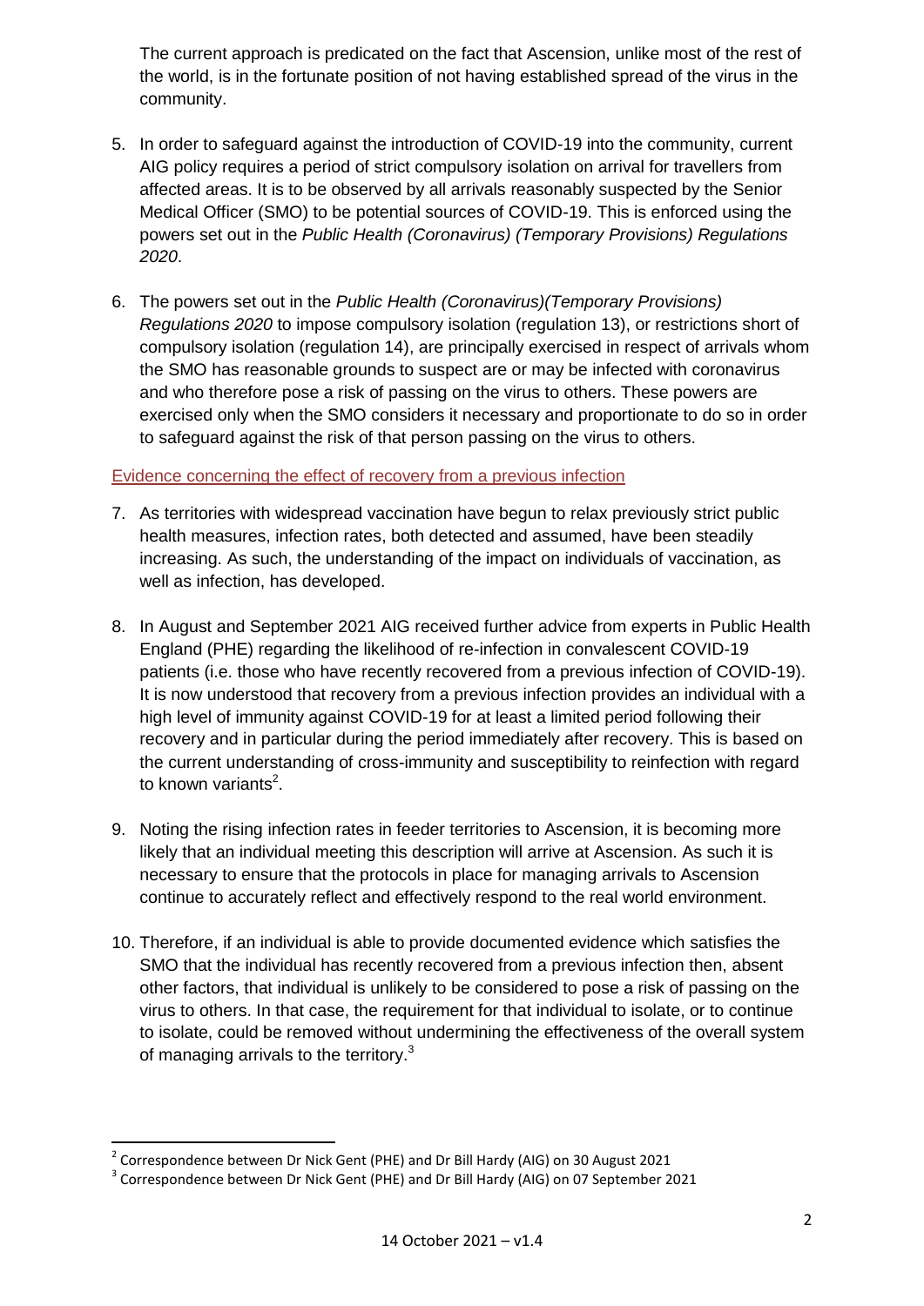The current approach is predicated on the fact that Ascension, unlike most of the rest of the world, is in the fortunate position of not having established spread of the virus in the community.

5. In order to safeguard against the introduction of COVID-19 into the community, current AIG policy requires a period of strict compulsory isolation on arrival for travellers from affected areas. It is to be observed by all arrivals reasonably suspected by the Senior Medical Officer (SMO) to be potential sources of COVID-19. This is enforced using the powers set out in the *Public Health (Coronavirus) (Temporary Provisions) Regulations 2020*.

6. The powers set out in the *Public Health (Coronavirus)(Temporary Provisions) Regulations 2020* to impose compulsory isolation (regulation 13), or restrictions short of compulsory isolation (regulation 14), are principally exercised in respect of arrivals whom the SMO has reasonable grounds to suspect are or may be infected with coronavirus and who therefore pose a risk of passing on the virus to others. These powers are exercised only when the SMO considers it necessary and proportionate to do so in order to safeguard against the risk of that person passing on the virus to others.

Evidence concerning the effect of recovery from a previous infection

7. As territories with widespread vaccination have begun to relax previously strict public health measures, infection rates, both detected and assumed, have been steadily increasing. As such, the understanding of the impact on individuals of vaccination, as well as infection, has developed.

8. In August and September 2021 AIG received further advice from experts in Public Health England (PHE) regarding the likelihood of re-infection in convalescent COVID-19 patients (i.e. those who have recently recovered from a previous infection of COVID-19). It is now understood that recovery from a previous infection provides an individual with a high level of immunity against COVID-19 for at least a limited period following their recovery and in particular during the period immediately after recovery. This is based on the current understanding of cross-immunity and susceptibility to reinfection with regard to known variants[2].

9. Noting the rising infection rates in feeder territories to Ascension, it is becoming more likely that an individual meeting this description will arrive at Ascension. As such it is necessary to ensure that the protocols in place for managing arrivals to Ascension continue to accurately reflect and effectively respond to the real world environment.

10. Therefore, if an individual is able to provide documented evidence which satisfies the SMO that the individual has recently recovered from a previous infection then, absent other factors, that individual is unlikely to be considered to pose a risk of passing on the virus to others. In that case, the requirement for that individual to isolate, or to continue to isolate, could be removed without undermining the effectiveness of the overall system of managing arrivals to the territory.[3]

---

[2] Correspondence between Dr Nick Gent (PHE) and Dr Bill Hardy (AIG) on 30 August 2021

[3] Correspondence between Dr Nick Gent (PHE) and Dr Bill Hardy (AIG) on 07 September 2021

14 October 2021 – v1.4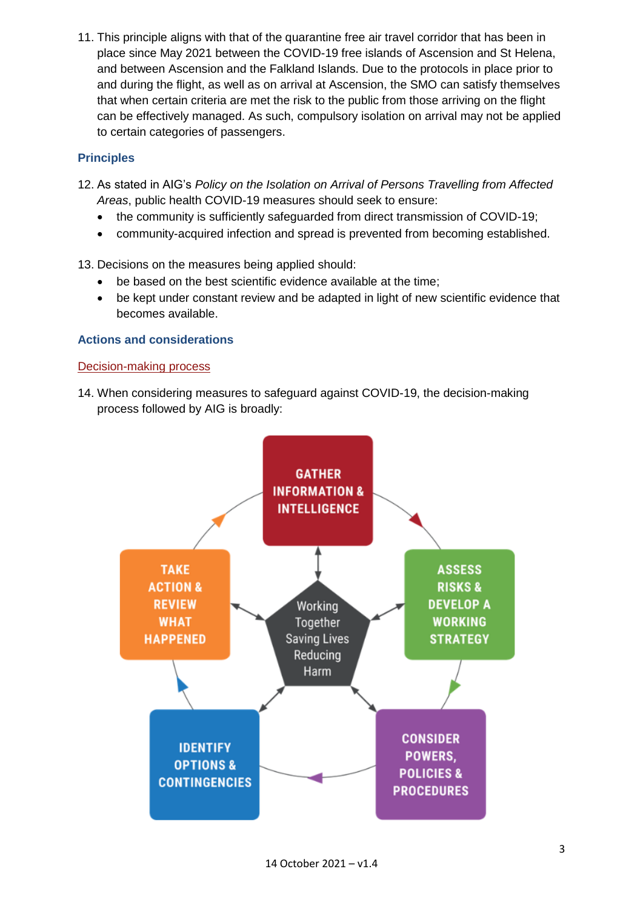11. This principle aligns with that of the quarantine free air travel corridor that has been in place since May 2021 between the COVID-19 free islands of Ascension and St Helena, and between Ascension and the Falkland Islands. Due to the protocols in place prior to and during the flight, as well as on arrival at Ascension, the SMO can satisfy themselves that when certain criteria are met the risk to the public from those arriving on the flight can be effectively managed. As such, compulsory isolation on arrival may not be applied to certain categories of passengers.

### Principles

12. As stated in AIG's *Policy on the Isolation on Arrival of Persons Travelling from Affected Areas*, public health COVID-19 measures should seek to ensure:
    - the community is sufficiently safeguarded from direct transmission of COVID-19;
    - community-acquired infection and spread is prevented from becoming established.

13. Decisions on the measures being applied should:
    - be based on the best scientific evidence available at the time;
    - be kept under constant review and be adapted in light of new scientific evidence that becomes available.

### Actions and considerations

Decision-making process

14. When considering measures to safeguard against COVID-19, the decision-making process followed by AIG is broadly:

GATHER INFORMATION & INTELLIGENCE

ASSESS RISKS & DEVELOP A WORKING STRATEGY

CONSIDER POWERS, POLICIES & PROCEDURES

IDENTIFY OPTIONS & CONTINGENCIES

TAKE ACTION & REVIEW WHAT HAPPENED

Working Together Saving Lives Reducing Harm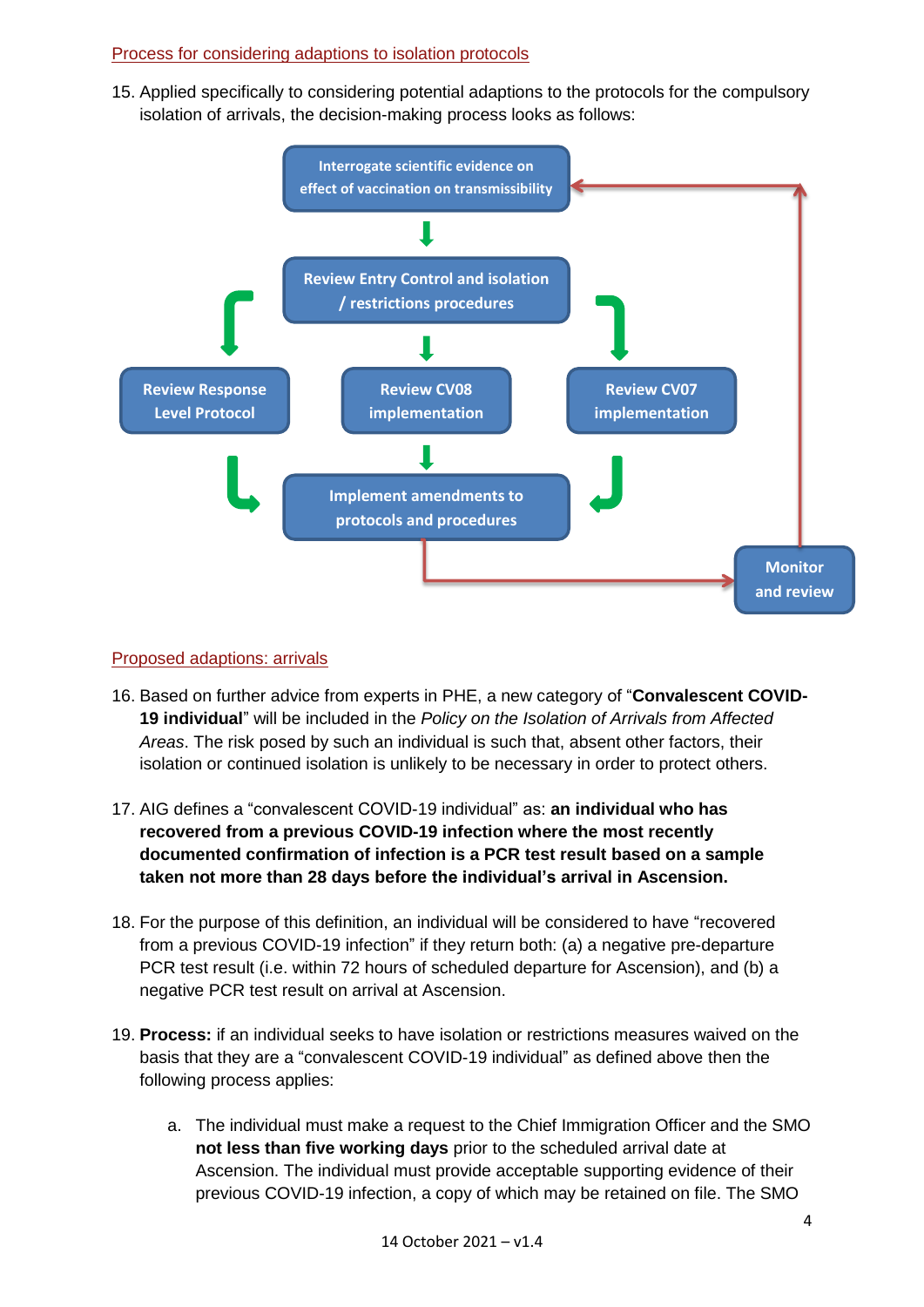Process for considering adaptions to isolation protocols

15. Applied specifically to considering potential adaptions to the protocols for the compulsory isolation of arrivals, the decision-making process looks as follows:

Interrogate scientific evidence on effect of vaccination on transmissibility

Review Entry Control and isolation / restrictions procedures

Review Response Level Protocol

Review CV08 implementation

Review CV07 implementation

Implement amendments to protocols and procedures

Monitor and review

Proposed adaptions: arrivals

16. Based on further advice from experts in PHE, a new category of "**Convalescent COVID-19 individual**" will be included in the *Policy on the Isolation of Arrivals from Affected Areas*. The risk posed by such an individual is such that, absent other factors, their isolation or continued isolation is unlikely to be necessary in order to protect others.

17. AIG defines a "convalescent COVID-19 individual" as: **an individual who has recovered from a previous COVID-19 infection where the most recently documented confirmation of infection is a PCR test result based on a sample taken not more than 28 days before the individual's arrival in Ascension.**

18. For the purpose of this definition, an individual will be considered to have "recovered from a previous COVID-19 infection" if they return both: (a) a negative pre-departure PCR test result (i.e. within 72 hours of scheduled departure for Ascension), and (b) a negative PCR test result on arrival at Ascension.

19. **Process:** if an individual seeks to have isolation or restrictions measures waived on the basis that they are a "convalescent COVID-19 individual" as defined above then the following process applies:

    a. The individual must make a request to the Chief Immigration Officer and the SMO **not less than five working days** prior to the scheduled arrival date at Ascension. The individual must provide acceptable supporting evidence of their previous COVID-19 infection, a copy of which may be retained on file. The SMO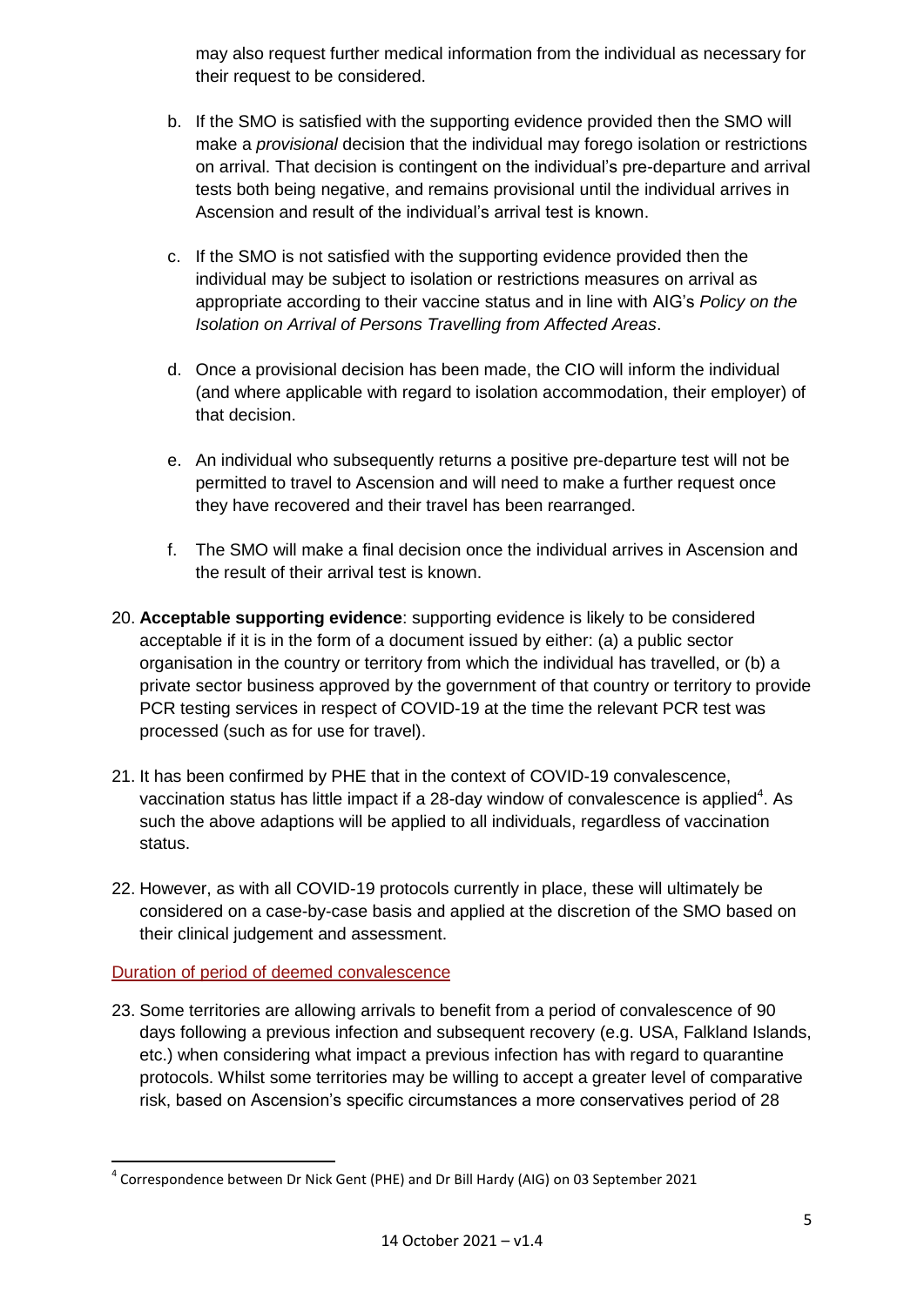may also request further medical information from the individual as necessary for their request to be considered.

b. If the SMO is satisfied with the supporting evidence provided then the SMO will make a *provisional* decision that the individual may forego isolation or restrictions on arrival. That decision is contingent on the individual's pre-departure and arrival tests both being negative, and remains provisional until the individual arrives in Ascension and result of the individual's arrival test is known.

c. If the SMO is not satisfied with the supporting evidence provided then the individual may be subject to isolation or restrictions measures on arrival as appropriate according to their vaccine status and in line with AIG's *Policy on the Isolation on Arrival of Persons Travelling from Affected Areas*.

d. Once a provisional decision has been made, the CIO will inform the individual (and where applicable with regard to isolation accommodation, their employer) of that decision.

e. An individual who subsequently returns a positive pre-departure test will not be permitted to travel to Ascension and will need to make a further request once they have recovered and their travel has been rearranged.

f. The SMO will make a final decision once the individual arrives in Ascension and the result of their arrival test is known.

20. **Acceptable supporting evidence**: supporting evidence is likely to be considered acceptable if it is in the form of a document issued by either: (a) a public sector organisation in the country or territory from which the individual has travelled, or (b) a private sector business approved by the government of that country or territory to provide PCR testing services in respect of COVID-19 at the time the relevant PCR test was processed (such as for use for travel).

21. It has been confirmed by PHE that in the context of COVID-19 convalescence, vaccination status has little impact if a 28-day window of convalescence is applied[4]. As such the above adaptions will be applied to all individuals, regardless of vaccination status.

22. However, as with all COVID-19 protocols currently in place, these will ultimately be considered on a case-by-case basis and applied at the discretion of the SMO based on their clinical judgement and assessment.

## Duration of period of deemed convalescence

23. Some territories are allowing arrivals to benefit from a period of convalescence of 90 days following a previous infection and subsequent recovery (e.g. USA, Falkland Islands, etc.) when considering what impact a previous infection has with regard to quarantine protocols. Whilst some territories may be willing to accept a greater level of comparative risk, based on Ascension's specific circumstances a more conservatives period of 28

---

[4] Correspondence between Dr Nick Gent (PHE) and Dr Bill Hardy (AIG) on 03 September 2021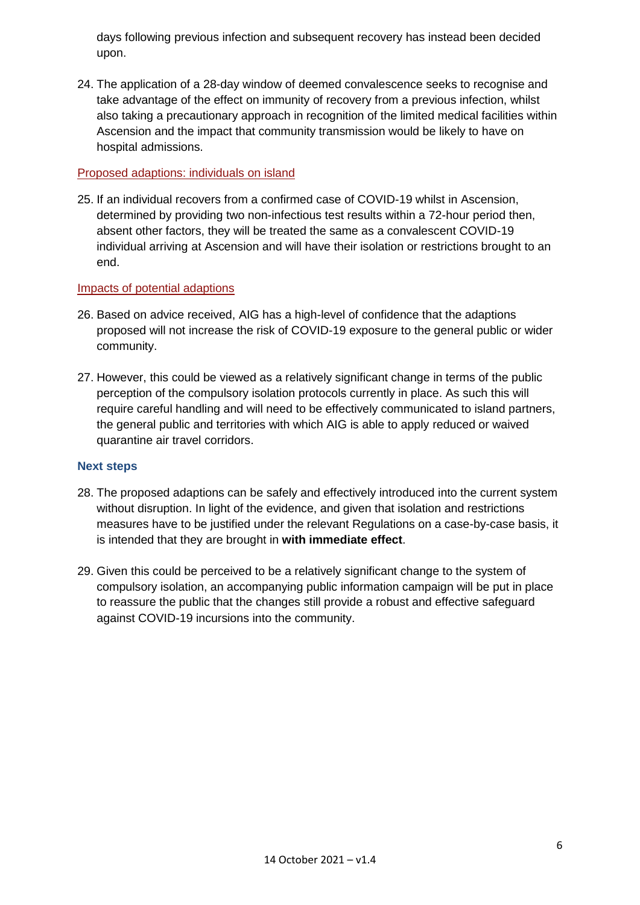days following previous infection and subsequent recovery has instead been decided upon.

24. The application of a 28-day window of deemed convalescence seeks to recognise and take advantage of the effect on immunity of recovery from a previous infection, whilst also taking a precautionary approach in recognition of the limited medical facilities within Ascension and the impact that community transmission would be likely to have on hospital admissions.

Proposed adaptions: individuals on island

25. If an individual recovers from a confirmed case of COVID-19 whilst in Ascension, determined by providing two non-infectious test results within a 72-hour period then, absent other factors, they will be treated the same as a convalescent COVID-19 individual arriving at Ascension and will have their isolation or restrictions brought to an end.

Impacts of potential adaptions

26. Based on advice received, AIG has a high-level of confidence that the adaptions proposed will not increase the risk of COVID-19 exposure to the general public or wider community.

27. However, this could be viewed as a relatively significant change in terms of the public perception of the compulsory isolation protocols currently in place. As such this will require careful handling and will need to be effectively communicated to island partners, the general public and territories with which AIG is able to apply reduced or waived quarantine air travel corridors.

## Next steps

28. The proposed adaptions can be safely and effectively introduced into the current system without disruption. In light of the evidence, and given that isolation and restrictions measures have to be justified under the relevant Regulations on a case-by-case basis, it is intended that they are brought in **with immediate effect**.

29. Given this could be perceived to be a relatively significant change to the system of compulsory isolation, an accompanying public information campaign will be put in place to reassure the public that the changes still provide a robust and effective safeguard against COVID-19 incursions into the community.